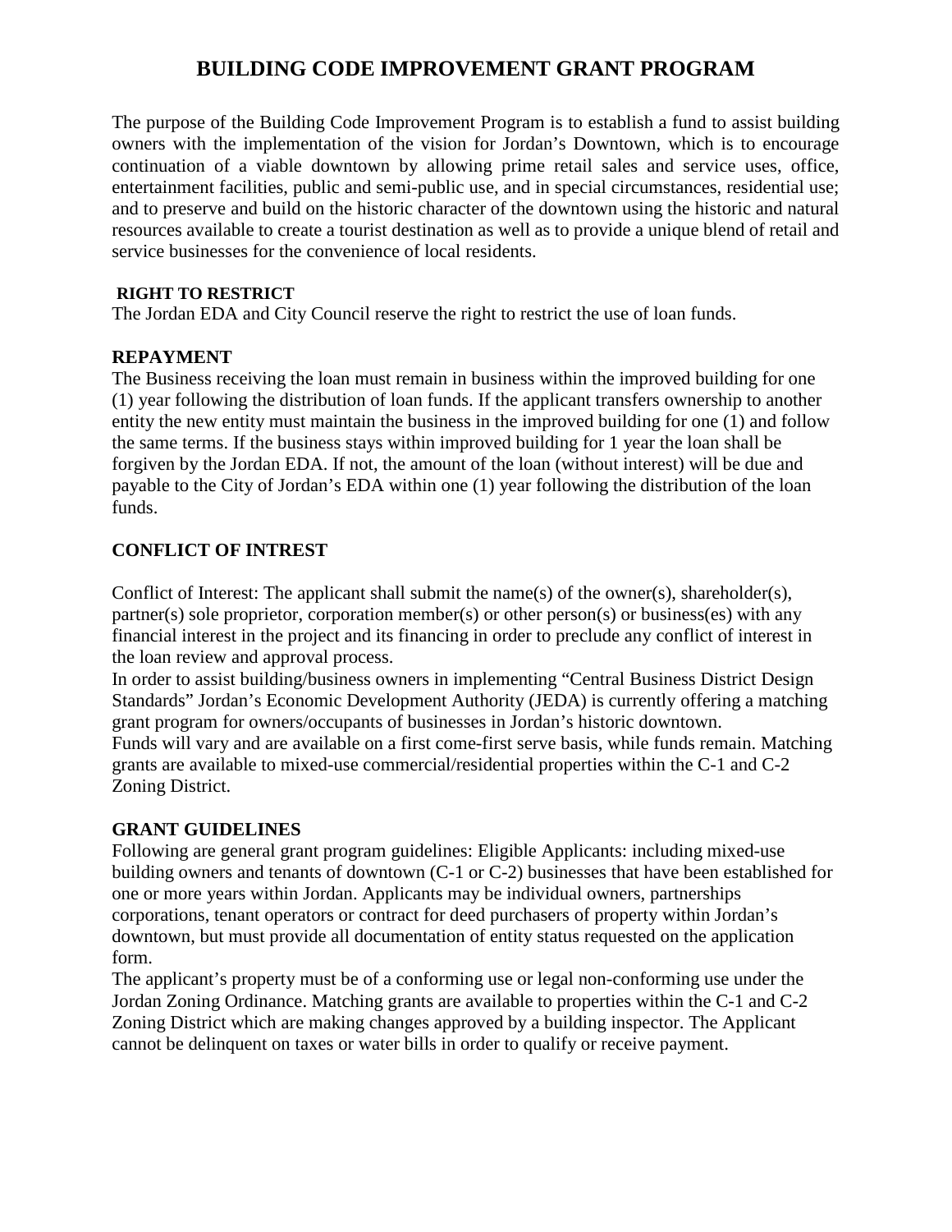# BUILDING CODE IMPROVEMENT GRANT PROGRAM

The purpose of the Building Code Improvement Program is to establish a fund to assist building owners with the implementation of the vision for Jordan's Downtown, which is to encourage continuation of a viable downtown by allowing prime retail sales and service uses, office, entertainment facilities, public and semi-public use, and in special circumstances, residential use; and to preserve and build on the historic character of the downtown using the historic and natural resources available to create a tourist destination as well as to provide a unique blend of retail and service businesses for the convenience of local residents.

**RIGHT TO RESTRICT**

The Jordan EDA and City Council reserve the right to restrict the use of loan funds.

**REPAYMENT**

The Business receiving the loan must remain in business within the improved building for one (1) year following the distribution of loan funds. If the applicant transfers ownership to another entity the new entity must maintain the business in the improved building for one (1) and follow the same terms. If the business stays within improved building for 1 year the loan shall be forgiven by the Jordan EDA. If not, the amount of the loan (without interest) will be due and payable to the City of Jordan's EDA within one (1) year following the distribution of the loan funds.

**CONFLICT OF INTREST**

Conflict of Interest: The applicant shall submit the name(s) of the owner(s), shareholder(s), partner(s) sole proprietor, corporation member(s) or other person(s) or business(es) with any financial interest in the project and its financing in order to preclude any conflict of interest in the loan review and approval process.

In order to assist building/business owners in implementing "Central Business District Design Standards" Jordan's Economic Development Authority (JEDA) is currently offering a matching grant program for owners/occupants of businesses in Jordan's historic downtown.

Funds will vary and are available on a first come-first serve basis, while funds remain. Matching grants are available to mixed-use commercial/residential properties within the C-1 and C-2 Zoning District.

**GRANT GUIDELINES**

Following are general grant program guidelines: Eligible Applicants: including mixed-use building owners and tenants of downtown (C-1 or C-2) businesses that have been established for one or more years within Jordan. Applicants may be individual owners, partnerships corporations, tenant operators or contract for deed purchasers of property within Jordan's downtown, but must provide all documentation of entity status requested on the application form.

The applicant's property must be of a conforming use or legal non-conforming use under the Jordan Zoning Ordinance. Matching grants are available to properties within the C-1 and C-2 Zoning District which are making changes approved by a building inspector. The Applicant cannot be delinquent on taxes or water bills in order to qualify or receive payment.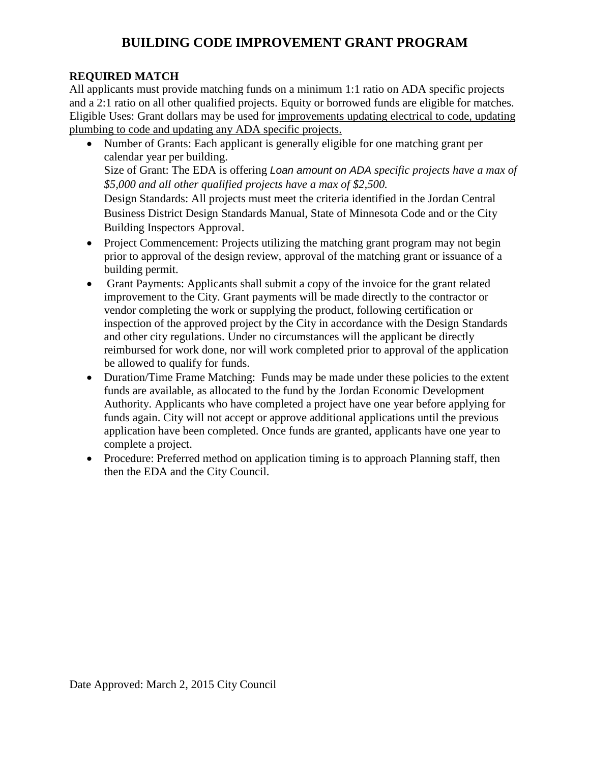# BUILDING CODE IMPROVEMENT GRANT PROGRAM

**REQUIRED MATCH**

All applicants must provide matching funds on a minimum 1:1 ratio on ADA specific projects and a 2:1 ratio on all other qualified projects. Equity or borrowed funds are eligible for matches. Eligible Uses: Grant dollars may be used for <u>improvements updating electrical to code, updating plumbing to code and updating any ADA specific projects.</u>

- Number of Grants: Each applicant is generally eligible for one matching grant per calendar year per building.
  Size of Grant: The EDA is offering *Loan amount on ADA specific projects have a max of $5,000 and all other qualified projects have a max of $2,500.*
  Design Standards: All projects must meet the criteria identified in the Jordan Central Business District Design Standards Manual, State of Minnesota Code and or the City Building Inspectors Approval.
- Project Commencement: Projects utilizing the matching grant program may not begin prior to approval of the design review, approval of the matching grant or issuance of a building permit.
- Grant Payments: Applicants shall submit a copy of the invoice for the grant related improvement to the City. Grant payments will be made directly to the contractor or vendor completing the work or supplying the product, following certification or inspection of the approved project by the City in accordance with the Design Standards and other city regulations. Under no circumstances will the applicant be directly reimbursed for work done, nor will work completed prior to approval of the application be allowed to qualify for funds.
- Duration/Time Frame Matching: Funds may be made under these policies to the extent funds are available, as allocated to the fund by the Jordan Economic Development Authority. Applicants who have completed a project have one year before applying for funds again. City will not accept or approve additional applications until the previous application have been completed. Once funds are granted, applicants have one year to complete a project.
- Procedure: Preferred method on application timing is to approach Planning staff, then then the EDA and the City Council.

Date Approved: March 2, 2015 City Council